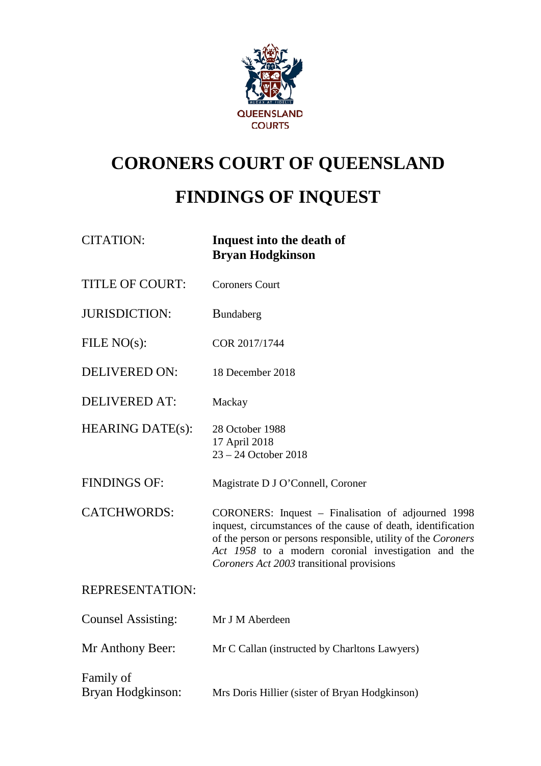QUEENSLAND COURTS

# CORONERS COURT OF QUEENSLAND

# FINDINGS OF INQUEST

| | |
|---|---|
| CITATION: | **Inquest into the death of Bryan Hodgkinson** |
| TITLE OF COURT: | Coroners Court |
| JURISDICTION: | Bundaberg |
| FILE NO(s): | COR 2017/1744 |
| DELIVERED ON: | 18 December 2018 |
| DELIVERED AT: | Mackay |
| HEARING DATE(s): | 28 October 1988<br>17 April 2018<br>23 – 24 October 2018 |
| FINDINGS OF: | Magistrate D J O'Connell, Coroner |
| CATCHWORDS: | CORONERS: Inquest – Finalisation of adjourned 1998 inquest, circumstances of the cause of death, identification of the person or persons responsible, utility of the *Coroners Act 1958* to a modern coronial investigation and the *Coroners Act 2003* transitional provisions |

REPRESENTATION:

| | |
|---|---|
| Counsel Assisting: | Mr J M Aberdeen |
| Mr Anthony Beer: | Mr C Callan (instructed by Charltons Lawyers) |
| Family of Bryan Hodgkinson: | Mrs Doris Hillier (sister of Bryan Hodgkinson) |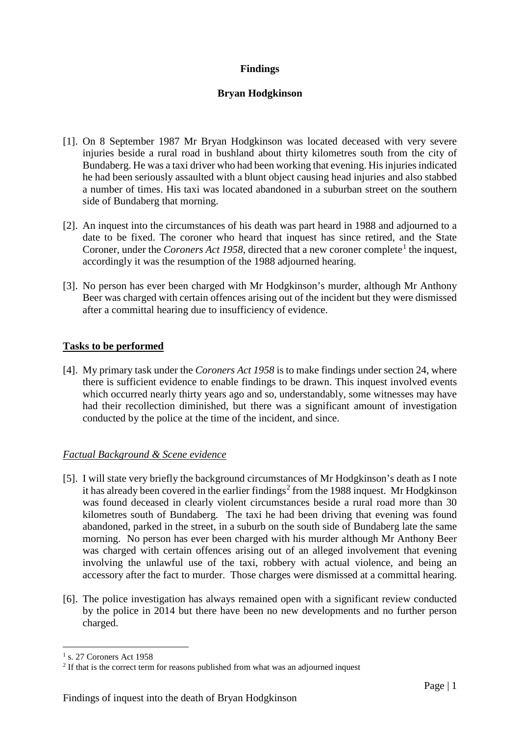**Findings**

**Bryan Hodgkinson**

[1]. On 8 September 1987 Mr Bryan Hodgkinson was located deceased with very severe injuries beside a rural road in bushland about thirty kilometres south from the city of Bundaberg. He was a taxi driver who had been working that evening. His injuries indicated he had been seriously assaulted with a blunt object causing head injuries and also stabbed a number of times. His taxi was located abandoned in a suburban street on the southern side of Bundaberg that morning.

[2]. An inquest into the circumstances of his death was part heard in 1988 and adjourned to a date to be fixed. The coroner who heard that inquest has since retired, and the State Coroner, under the *Coroners Act 1958*, directed that a new coroner complete[1] the inquest, accordingly it was the resumption of the 1988 adjourned hearing.

[3]. No person has ever been charged with Mr Hodgkinson's murder, although Mr Anthony Beer was charged with certain offences arising out of the incident but they were dismissed after a committal hearing due to insufficiency of evidence.

## Tasks to be performed

[4]. My primary task under the *Coroners Act 1958* is to make findings under section 24, where there is sufficient evidence to enable findings to be drawn. This inquest involved events which occurred nearly thirty years ago and so, understandably, some witnesses may have had their recollection diminished, but there was a significant amount of investigation conducted by the police at the time of the incident, and since.

### *Factual Background & Scene evidence*

[5]. I will state very briefly the background circumstances of Mr Hodgkinson's death as I note it has already been covered in the earlier findings[2] from the 1988 inquest. Mr Hodgkinson was found deceased in clearly violent circumstances beside a rural road more than 30 kilometres south of Bundaberg. The taxi he had been driving that evening was found abandoned, parked in the street, in a suburb on the south side of Bundaberg late the same morning. No person has ever been charged with his murder although Mr Anthony Beer was charged with certain offences arising out of an alleged involvement that evening involving the unlawful use of the taxi, robbery with actual violence, and being an accessory after the fact to murder. Those charges were dismissed at a committal hearing.

[6]. The police investigation has always remained open with a significant review conducted by the police in 2014 but there have been no new developments and no further person charged.

---

[1] s. 27 Coroners Act 1958

[2] If that is the correct term for reasons published from what was an adjourned inquest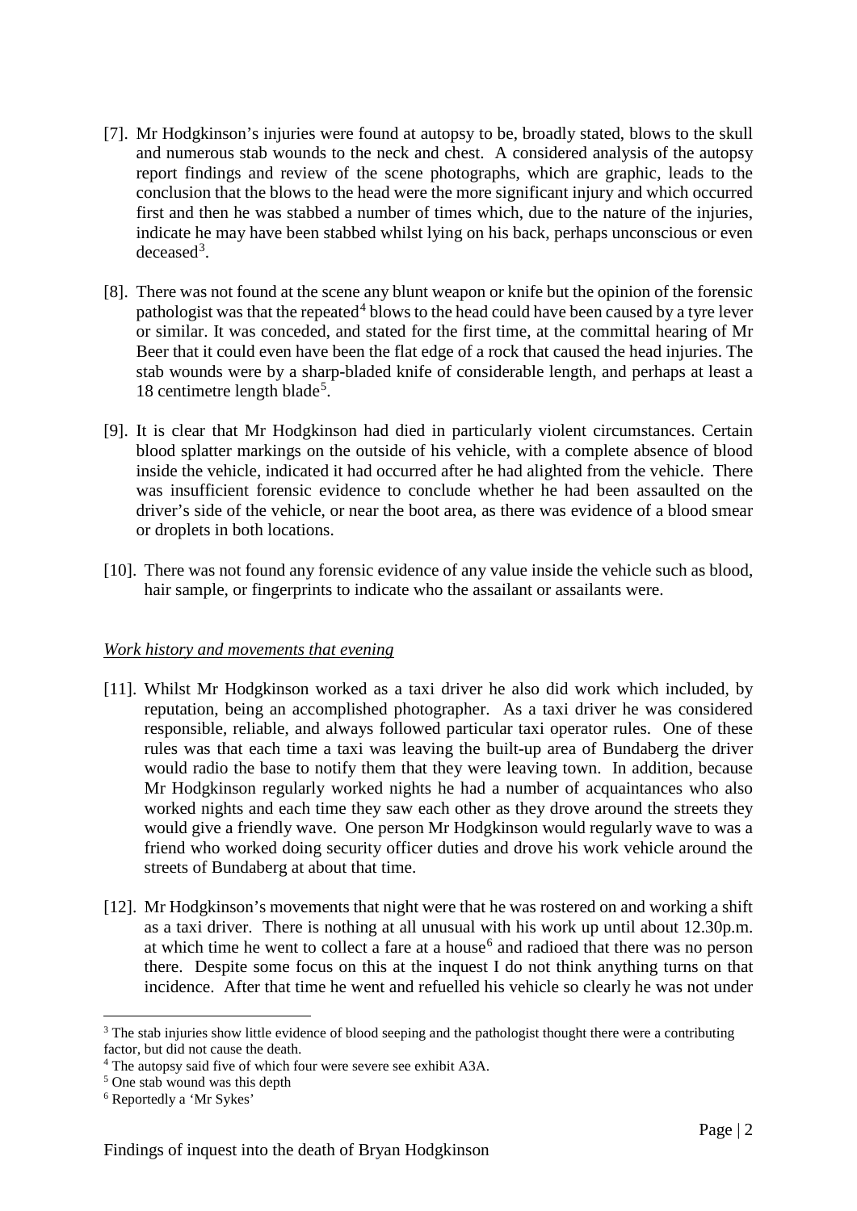[7]. Mr Hodgkinson's injuries were found at autopsy to be, broadly stated, blows to the skull and numerous stab wounds to the neck and chest. A considered analysis of the autopsy report findings and review of the scene photographs, which are graphic, leads to the conclusion that the blows to the head were the more significant injury and which occurred first and then he was stabbed a number of times which, due to the nature of the injuries, indicate he may have been stabbed whilst lying on his back, perhaps unconscious or even deceased[3].

[8]. There was not found at the scene any blunt weapon or knife but the opinion of the forensic pathologist was that the repeated[4] blows to the head could have been caused by a tyre lever or similar. It was conceded, and stated for the first time, at the committal hearing of Mr Beer that it could even have been the flat edge of a rock that caused the head injuries. The stab wounds were by a sharp-bladed knife of considerable length, and perhaps at least a 18 centimetre length blade[5].

[9]. It is clear that Mr Hodgkinson had died in particularly violent circumstances. Certain blood splatter markings on the outside of his vehicle, with a complete absence of blood inside the vehicle, indicated it had occurred after he had alighted from the vehicle. There was insufficient forensic evidence to conclude whether he had been assaulted on the driver's side of the vehicle, or near the boot area, as there was evidence of a blood smear or droplets in both locations.

[10]. There was not found any forensic evidence of any value inside the vehicle such as blood, hair sample, or fingerprints to indicate who the assailant or assailants were.

*Work history and movements that evening*

[11]. Whilst Mr Hodgkinson worked as a taxi driver he also did work which included, by reputation, being an accomplished photographer. As a taxi driver he was considered responsible, reliable, and always followed particular taxi operator rules. One of these rules was that each time a taxi was leaving the built-up area of Bundaberg the driver would radio the base to notify them that they were leaving town. In addition, because Mr Hodgkinson regularly worked nights he had a number of acquaintances who also worked nights and each time they saw each other as they drove around the streets they would give a friendly wave. One person Mr Hodgkinson would regularly wave to was a friend who worked doing security officer duties and drove his work vehicle around the streets of Bundaberg at about that time.

[12]. Mr Hodgkinson's movements that night were that he was rostered on and working a shift as a taxi driver. There is nothing at all unusual with his work up until about 12.30p.m. at which time he went to collect a fare at a house[6] and radioed that there was no person there. Despite some focus on this at the inquest I do not think anything turns on that incidence. After that time he went and refuelled his vehicle so clearly he was not under

---

[3] The stab injuries show little evidence of blood seeping and the pathologist thought there were a contributing factor, but did not cause the death.

[4] The autopsy said five of which four were severe see exhibit A3A.

[5] One stab wound was this depth

[6] Reportedly a 'Mr Sykes'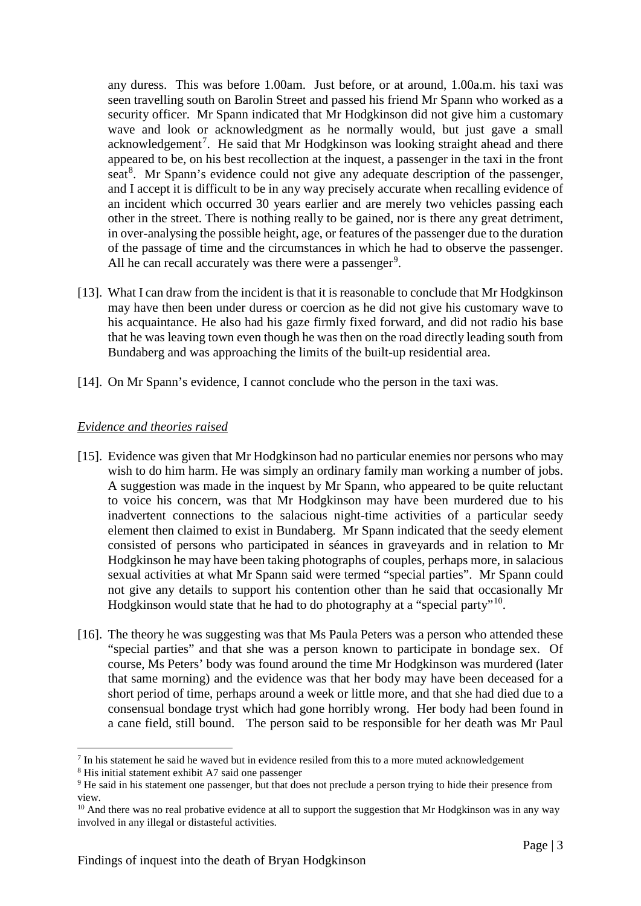any duress. This was before 1.00am. Just before, or at around, 1.00a.m. his taxi was seen travelling south on Barolin Street and passed his friend Mr Spann who worked as a security officer. Mr Spann indicated that Mr Hodgkinson did not give him a customary wave and look or acknowledgment as he normally would, but just gave a small acknowledgement[7]. He said that Mr Hodgkinson was looking straight ahead and there appeared to be, on his best recollection at the inquest, a passenger in the taxi in the front seat[8]. Mr Spann's evidence could not give any adequate description of the passenger, and I accept it is difficult to be in any way precisely accurate when recalling evidence of an incident which occurred 30 years earlier and are merely two vehicles passing each other in the street. There is nothing really to be gained, nor is there any great detriment, in over-analysing the possible height, age, or features of the passenger due to the duration of the passage of time and the circumstances in which he had to observe the passenger. All he can recall accurately was there were a passenger[9].

[13]. What I can draw from the incident is that it is reasonable to conclude that Mr Hodgkinson may have then been under duress or coercion as he did not give his customary wave to his acquaintance. He also had his gaze firmly fixed forward, and did not radio his base that he was leaving town even though he was then on the road directly leading south from Bundaberg and was approaching the limits of the built-up residential area.

[14]. On Mr Spann's evidence, I cannot conclude who the person in the taxi was.

*Evidence and theories raised*

[15]. Evidence was given that Mr Hodgkinson had no particular enemies nor persons who may wish to do him harm. He was simply an ordinary family man working a number of jobs. A suggestion was made in the inquest by Mr Spann, who appeared to be quite reluctant to voice his concern, was that Mr Hodgkinson may have been murdered due to his inadvertent connections to the salacious night-time activities of a particular seedy element then claimed to exist in Bundaberg. Mr Spann indicated that the seedy element consisted of persons who participated in séances in graveyards and in relation to Mr Hodgkinson he may have been taking photographs of couples, perhaps more, in salacious sexual activities at what Mr Spann said were termed "special parties". Mr Spann could not give any details to support his contention other than he said that occasionally Mr Hodgkinson would state that he had to do photography at a "special party"[10].

[16]. The theory he was suggesting was that Ms Paula Peters was a person who attended these "special parties" and that she was a person known to participate in bondage sex. Of course, Ms Peters' body was found around the time Mr Hodgkinson was murdered (later that same morning) and the evidence was that her body may have been deceased for a short period of time, perhaps around a week or little more, and that she had died due to a consensual bondage tryst which had gone horribly wrong. Her body had been found in a cane field, still bound. The person said to be responsible for her death was Mr Paul

---

[7] In his statement he said he waved but in evidence resiled from this to a more muted acknowledgement

[8] His initial statement exhibit A7 said one passenger

[9] He said in his statement one passenger, but that does not preclude a person trying to hide their presence from view.

[10] And there was no real probative evidence at all to support the suggestion that Mr Hodgkinson was in any way involved in any illegal or distasteful activities.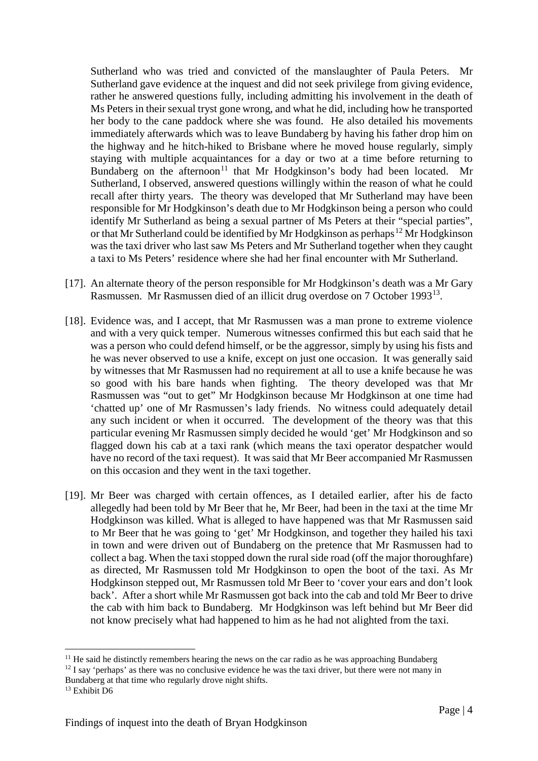Sutherland who was tried and convicted of the manslaughter of Paula Peters. Mr Sutherland gave evidence at the inquest and did not seek privilege from giving evidence, rather he answered questions fully, including admitting his involvement in the death of Ms Peters in their sexual tryst gone wrong, and what he did, including how he transported her body to the cane paddock where she was found. He also detailed his movements immediately afterwards which was to leave Bundaberg by having his father drop him on the highway and he hitch-hiked to Brisbane where he moved house regularly, simply staying with multiple acquaintances for a day or two at a time before returning to Bundaberg on the afternoon[11] that Mr Hodgkinson's body had been located. Mr Sutherland, I observed, answered questions willingly within the reason of what he could recall after thirty years. The theory was developed that Mr Sutherland may have been responsible for Mr Hodgkinson's death due to Mr Hodgkinson being a person who could identify Mr Sutherland as being a sexual partner of Ms Peters at their "special parties", or that Mr Sutherland could be identified by Mr Hodgkinson as perhaps[12] Mr Hodgkinson was the taxi driver who last saw Ms Peters and Mr Sutherland together when they caught a taxi to Ms Peters' residence where she had her final encounter with Mr Sutherland.

[17]. An alternate theory of the person responsible for Mr Hodgkinson's death was a Mr Gary Rasmussen. Mr Rasmussen died of an illicit drug overdose on 7 October 1993[13].

[18]. Evidence was, and I accept, that Mr Rasmussen was a man prone to extreme violence and with a very quick temper. Numerous witnesses confirmed this but each said that he was a person who could defend himself, or be the aggressor, simply by using his fists and he was never observed to use a knife, except on just one occasion. It was generally said by witnesses that Mr Rasmussen had no requirement at all to use a knife because he was so good with his bare hands when fighting. The theory developed was that Mr Rasmussen was "out to get" Mr Hodgkinson because Mr Hodgkinson at one time had 'chatted up' one of Mr Rasmussen's lady friends. No witness could adequately detail any such incident or when it occurred. The development of the theory was that this particular evening Mr Rasmussen simply decided he would 'get' Mr Hodgkinson and so flagged down his cab at a taxi rank (which means the taxi operator despatcher would have no record of the taxi request). It was said that Mr Beer accompanied Mr Rasmussen on this occasion and they went in the taxi together.

[19]. Mr Beer was charged with certain offences, as I detailed earlier, after his de facto allegedly had been told by Mr Beer that he, Mr Beer, had been in the taxi at the time Mr Hodgkinson was killed. What is alleged to have happened was that Mr Rasmussen said to Mr Beer that he was going to 'get' Mr Hodgkinson, and together they hailed his taxi in town and were driven out of Bundaberg on the pretence that Mr Rasmussen had to collect a bag. When the taxi stopped down the rural side road (off the major thoroughfare) as directed, Mr Rasmussen told Mr Hodgkinson to open the boot of the taxi. As Mr Hodgkinson stepped out, Mr Rasmussen told Mr Beer to 'cover your ears and don't look back'. After a short while Mr Rasmussen got back into the cab and told Mr Beer to drive the cab with him back to Bundaberg. Mr Hodgkinson was left behind but Mr Beer did not know precisely what had happened to him as he had not alighted from the taxi.

---

[11] He said he distinctly remembers hearing the news on the car radio as he was approaching Bundaberg

[12] I say 'perhaps' as there was no conclusive evidence he was the taxi driver, but there were not many in Bundaberg at that time who regularly drove night shifts.

[13] Exhibit D6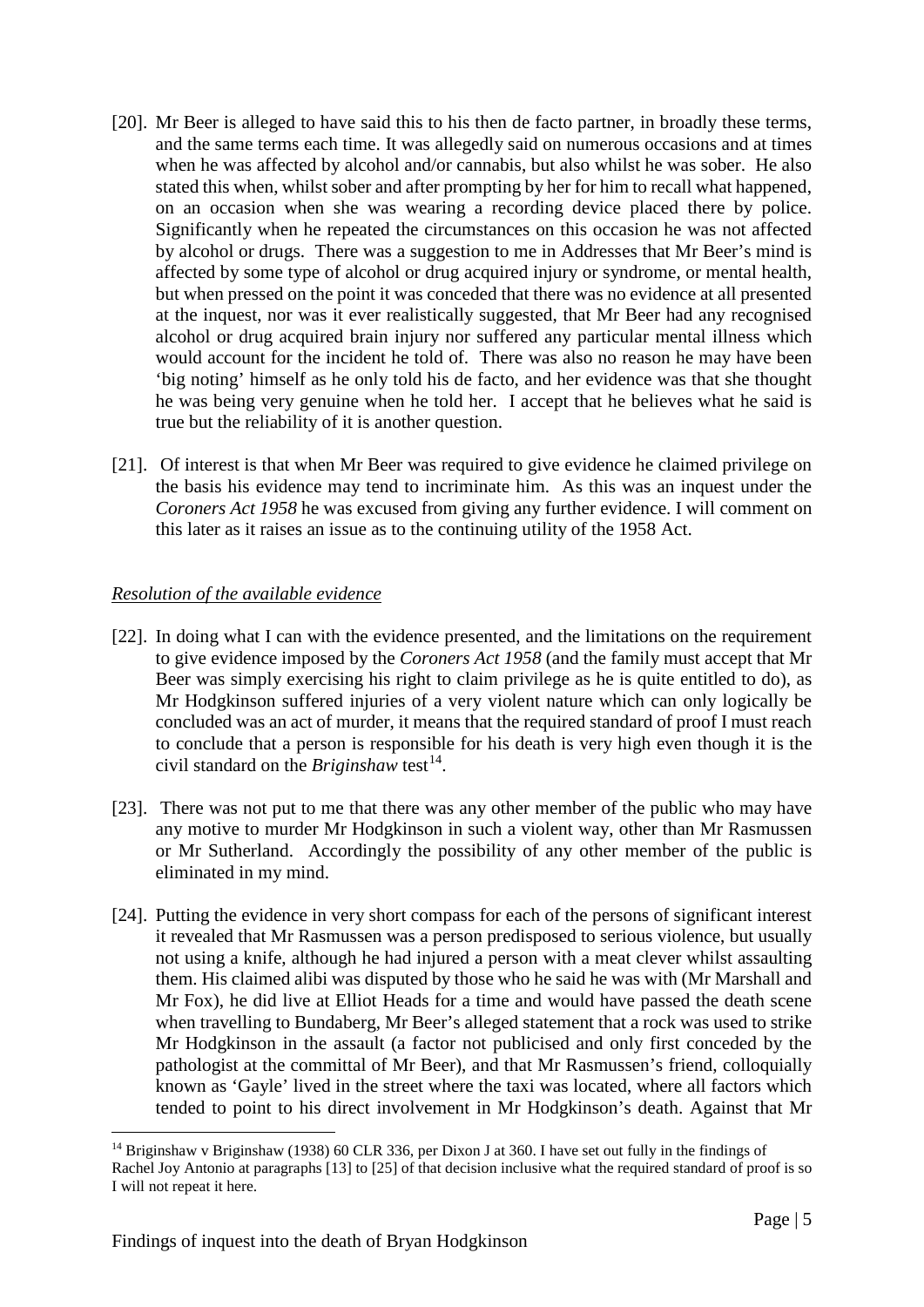[20]. Mr Beer is alleged to have said this to his then de facto partner, in broadly these terms, and the same terms each time. It was allegedly said on numerous occasions and at times when he was affected by alcohol and/or cannabis, but also whilst he was sober. He also stated this when, whilst sober and after prompting by her for him to recall what happened, on an occasion when she was wearing a recording device placed there by police. Significantly when he repeated the circumstances on this occasion he was not affected by alcohol or drugs. There was a suggestion to me in Addresses that Mr Beer's mind is affected by some type of alcohol or drug acquired injury or syndrome, or mental health, but when pressed on the point it was conceded that there was no evidence at all presented at the inquest, nor was it ever realistically suggested, that Mr Beer had any recognised alcohol or drug acquired brain injury nor suffered any particular mental illness which would account for the incident he told of. There was also no reason he may have been 'big noting' himself as he only told his de facto, and her evidence was that she thought he was being very genuine when he told her. I accept that he believes what he said is true but the reliability of it is another question.

[21]. Of interest is that when Mr Beer was required to give evidence he claimed privilege on the basis his evidence may tend to incriminate him. As this was an inquest under the *Coroners Act 1958* he was excused from giving any further evidence. I will comment on this later as it raises an issue as to the continuing utility of the 1958 Act.

### *Resolution of the available evidence*

[22]. In doing what I can with the evidence presented, and the limitations on the requirement to give evidence imposed by the *Coroners Act 1958* (and the family must accept that Mr Beer was simply exercising his right to claim privilege as he is quite entitled to do), as Mr Hodgkinson suffered injuries of a very violent nature which can only logically be concluded was an act of murder, it means that the required standard of proof I must reach to conclude that a person is responsible for his death is very high even though it is the civil standard on the *Briginshaw* test[14].

[23]. There was not put to me that there was any other member of the public who may have any motive to murder Mr Hodgkinson in such a violent way, other than Mr Rasmussen or Mr Sutherland. Accordingly the possibility of any other member of the public is eliminated in my mind.

[24]. Putting the evidence in very short compass for each of the persons of significant interest it revealed that Mr Rasmussen was a person predisposed to serious violence, but usually not using a knife, although he had injured a person with a meat clever whilst assaulting them. His claimed alibi was disputed by those who he said he was with (Mr Marshall and Mr Fox), he did live at Elliot Heads for a time and would have passed the death scene when travelling to Bundaberg, Mr Beer's alleged statement that a rock was used to strike Mr Hodgkinson in the assault (a factor not publicised and only first conceded by the pathologist at the committal of Mr Beer), and that Mr Rasmussen's friend, colloquially known as 'Gayle' lived in the street where the taxi was located, where all factors which tended to point to his direct involvement in Mr Hodgkinson's death. Against that Mr

---

[14] Briginshaw v Briginshaw (1938) 60 CLR 336, per Dixon J at 360. I have set out fully in the findings of Rachel Joy Antonio at paragraphs [13] to [25] of that decision inclusive what the required standard of proof is so I will not repeat it here.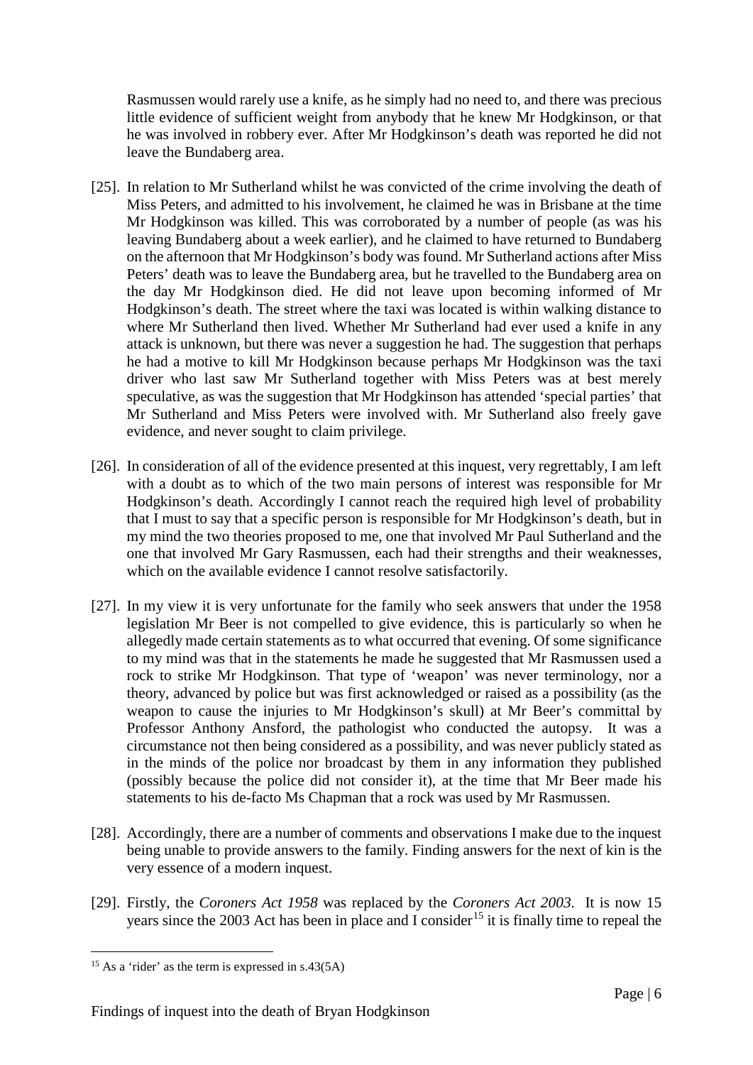Rasmussen would rarely use a knife, as he simply had no need to, and there was precious little evidence of sufficient weight from anybody that he knew Mr Hodgkinson, or that he was involved in robbery ever. After Mr Hodgkinson's death was reported he did not leave the Bundaberg area.

[25]. In relation to Mr Sutherland whilst he was convicted of the crime involving the death of Miss Peters, and admitted to his involvement, he claimed he was in Brisbane at the time Mr Hodgkinson was killed. This was corroborated by a number of people (as was his leaving Bundaberg about a week earlier), and he claimed to have returned to Bundaberg on the afternoon that Mr Hodgkinson's body was found. Mr Sutherland actions after Miss Peters' death was to leave the Bundaberg area, but he travelled to the Bundaberg area on the day Mr Hodgkinson died. He did not leave upon becoming informed of Mr Hodgkinson's death. The street where the taxi was located is within walking distance to where Mr Sutherland then lived. Whether Mr Sutherland had ever used a knife in any attack is unknown, but there was never a suggestion he had. The suggestion that perhaps he had a motive to kill Mr Hodgkinson because perhaps Mr Hodgkinson was the taxi driver who last saw Mr Sutherland together with Miss Peters was at best merely speculative, as was the suggestion that Mr Hodgkinson has attended 'special parties' that Mr Sutherland and Miss Peters were involved with. Mr Sutherland also freely gave evidence, and never sought to claim privilege.

[26]. In consideration of all of the evidence presented at this inquest, very regrettably, I am left with a doubt as to which of the two main persons of interest was responsible for Mr Hodgkinson's death. Accordingly I cannot reach the required high level of probability that I must to say that a specific person is responsible for Mr Hodgkinson's death, but in my mind the two theories proposed to me, one that involved Mr Paul Sutherland and the one that involved Mr Gary Rasmussen, each had their strengths and their weaknesses, which on the available evidence I cannot resolve satisfactorily.

[27]. In my view it is very unfortunate for the family who seek answers that under the 1958 legislation Mr Beer is not compelled to give evidence, this is particularly so when he allegedly made certain statements as to what occurred that evening. Of some significance to my mind was that in the statements he made he suggested that Mr Rasmussen used a rock to strike Mr Hodgkinson. That type of 'weapon' was never terminology, nor a theory, advanced by police but was first acknowledged or raised as a possibility (as the weapon to cause the injuries to Mr Hodgkinson's skull) at Mr Beer's committal by Professor Anthony Ansford, the pathologist who conducted the autopsy. It was a circumstance not then being considered as a possibility, and was never publicly stated as in the minds of the police nor broadcast by them in any information they published (possibly because the police did not consider it), at the time that Mr Beer made his statements to his de-facto Ms Chapman that a rock was used by Mr Rasmussen.

[28]. Accordingly, there are a number of comments and observations I make due to the inquest being unable to provide answers to the family. Finding answers for the next of kin is the very essence of a modern inquest.

[29]. Firstly, the *Coroners Act 1958* was replaced by the *Coroners Act 2003*. It is now 15 years since the 2003 Act has been in place and I consider[15] it is finally time to repeal the

[15] As a 'rider' as the term is expressed in s.43(5A)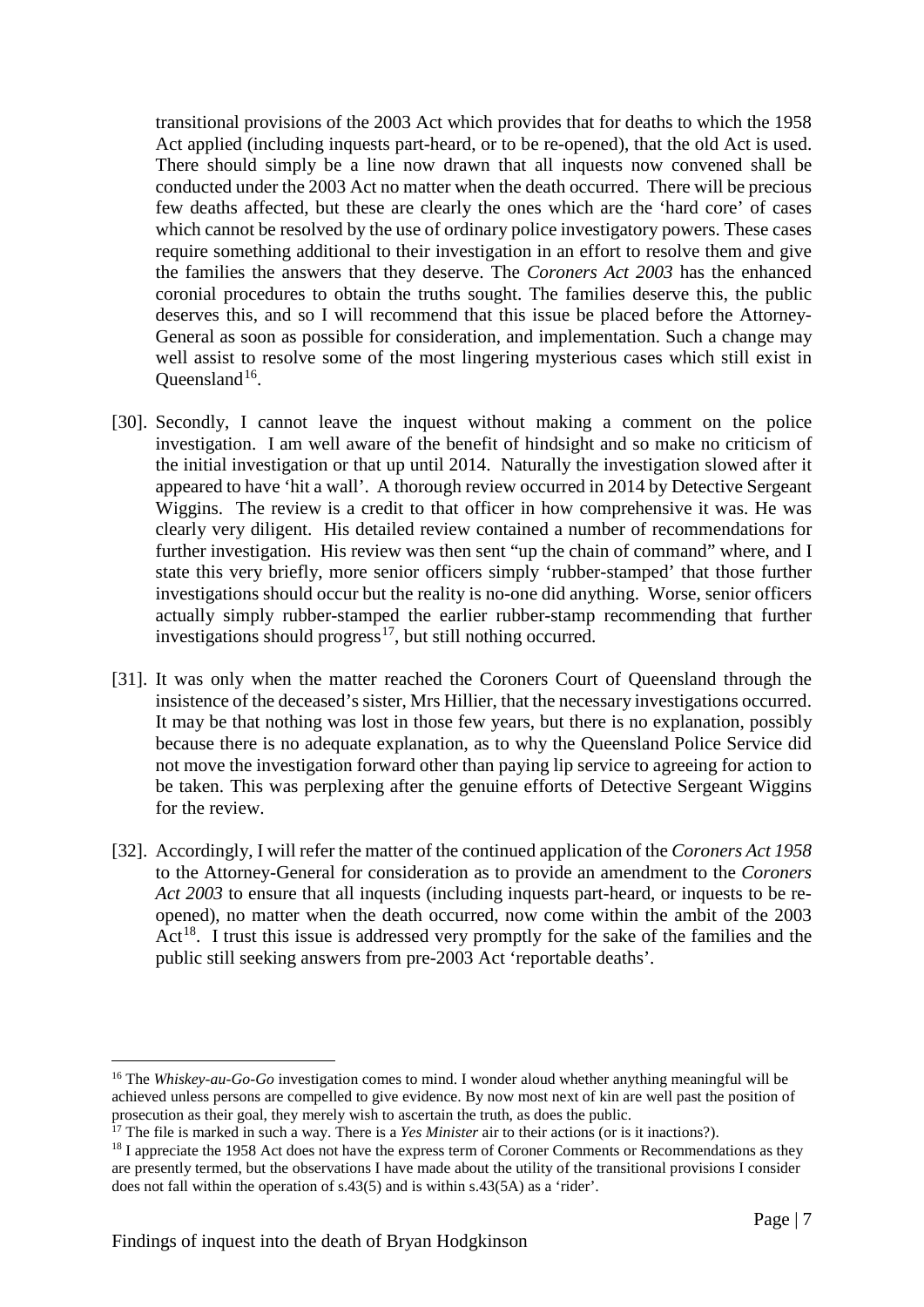transitional provisions of the 2003 Act which provides that for deaths to which the 1958 Act applied (including inquests part-heard, or to be re-opened), that the old Act is used. There should simply be a line now drawn that all inquests now convened shall be conducted under the 2003 Act no matter when the death occurred. There will be precious few deaths affected, but these are clearly the ones which are the 'hard core' of cases which cannot be resolved by the use of ordinary police investigatory powers. These cases require something additional to their investigation in an effort to resolve them and give the families the answers that they deserve. The *Coroners Act 2003* has the enhanced coronial procedures to obtain the truths sought. The families deserve this, the public deserves this, and so I will recommend that this issue be placed before the Attorney-General as soon as possible for consideration, and implementation. Such a change may well assist to resolve some of the most lingering mysterious cases which still exist in Queensland[16].

[30]. Secondly, I cannot leave the inquest without making a comment on the police investigation. I am well aware of the benefit of hindsight and so make no criticism of the initial investigation or that up until 2014. Naturally the investigation slowed after it appeared to have 'hit a wall'. A thorough review occurred in 2014 by Detective Sergeant Wiggins. The review is a credit to that officer in how comprehensive it was. He was clearly very diligent. His detailed review contained a number of recommendations for further investigation. His review was then sent "up the chain of command" where, and I state this very briefly, more senior officers simply 'rubber-stamped' that those further investigations should occur but the reality is no-one did anything. Worse, senior officers actually simply rubber-stamped the earlier rubber-stamp recommending that further investigations should progress[17], but still nothing occurred.

[31]. It was only when the matter reached the Coroners Court of Queensland through the insistence of the deceased's sister, Mrs Hillier, that the necessary investigations occurred. It may be that nothing was lost in those few years, but there is no explanation, possibly because there is no adequate explanation, as to why the Queensland Police Service did not move the investigation forward other than paying lip service to agreeing for action to be taken. This was perplexing after the genuine efforts of Detective Sergeant Wiggins for the review.

[32]. Accordingly, I will refer the matter of the continued application of the *Coroners Act 1958* to the Attorney-General for consideration as to provide an amendment to the *Coroners Act 2003* to ensure that all inquests (including inquests part-heard, or inquests to be re-opened), no matter when the death occurred, now come within the ambit of the 2003 Act[18]. I trust this issue is addressed very promptly for the sake of the families and the public still seeking answers from pre-2003 Act 'reportable deaths'.

---

[16] The *Whiskey-au-Go-Go* investigation comes to mind. I wonder aloud whether anything meaningful will be achieved unless persons are compelled to give evidence. By now most next of kin are well past the position of prosecution as their goal, they merely wish to ascertain the truth, as does the public.

[17] The file is marked in such a way. There is a *Yes Minister* air to their actions (or is it inactions?).

[18] I appreciate the 1958 Act does not have the express term of Coroner Comments or Recommendations as they are presently termed, but the observations I have made about the utility of the transitional provisions I consider does not fall within the operation of s.43(5) and is within s.43(5A) as a 'rider'.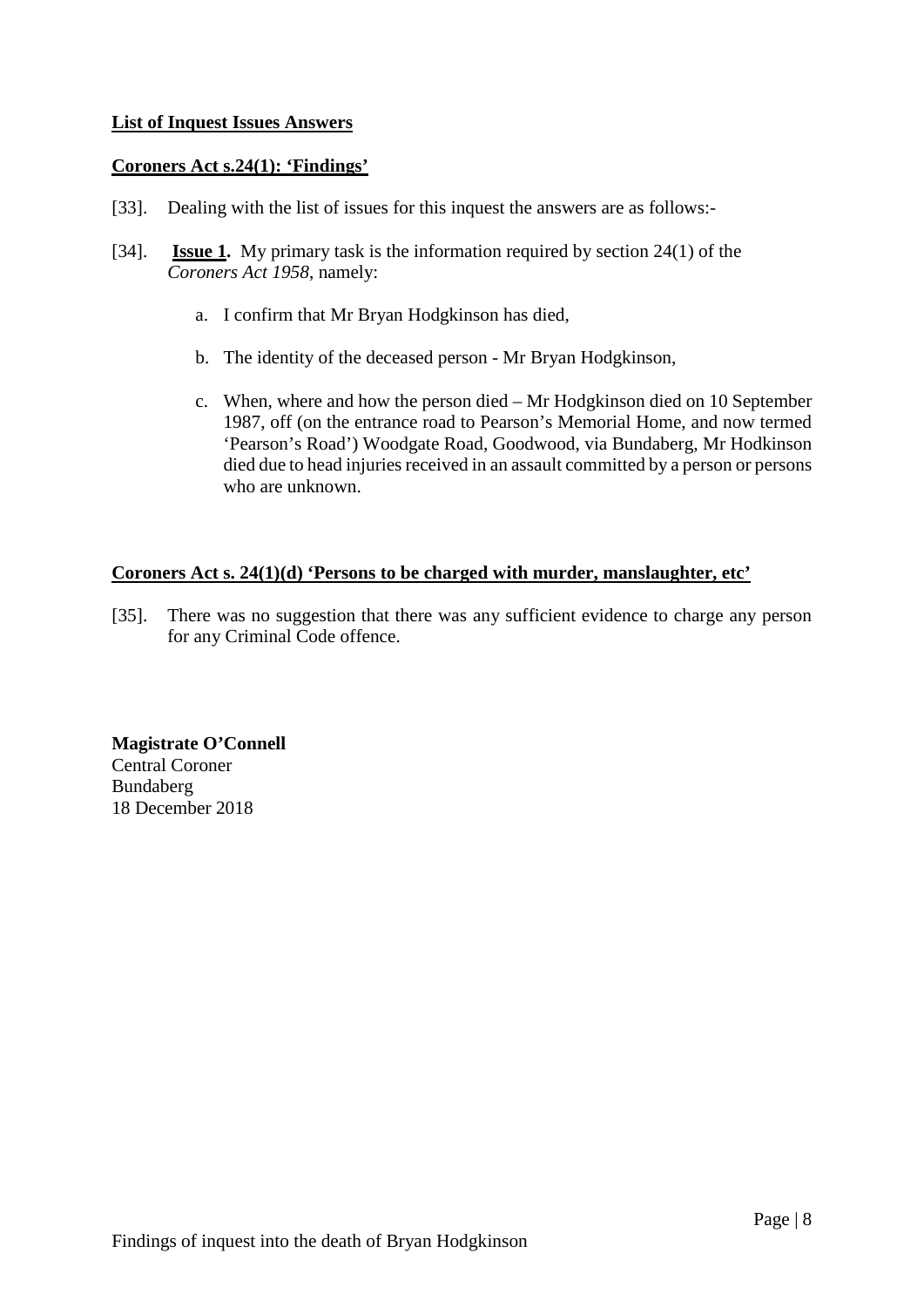**List of Inquest Issues Answers**

**Coroners Act s.24(1): 'Findings'**

[33]. Dealing with the list of issues for this inquest the answers are as follows:-

[34]. **Issue 1.** My primary task is the information required by section 24(1) of the *Coroners Act 1958*, namely:

a. I confirm that Mr Bryan Hodgkinson has died,

b. The identity of the deceased person - Mr Bryan Hodgkinson,

c. When, where and how the person died – Mr Hodgkinson died on 10 September 1987, off (on the entrance road to Pearson's Memorial Home, and now termed 'Pearson's Road') Woodgate Road, Goodwood, via Bundaberg, Mr Hodkinson died due to head injuries received in an assault committed by a person or persons who are unknown.

**Coroners Act s. 24(1)(d) 'Persons to be charged with murder, manslaughter, etc'**

[35]. There was no suggestion that there was any sufficient evidence to charge any person for any Criminal Code offence.

**Magistrate O'Connell**
Central Coroner
Bundaberg
18 December 2018